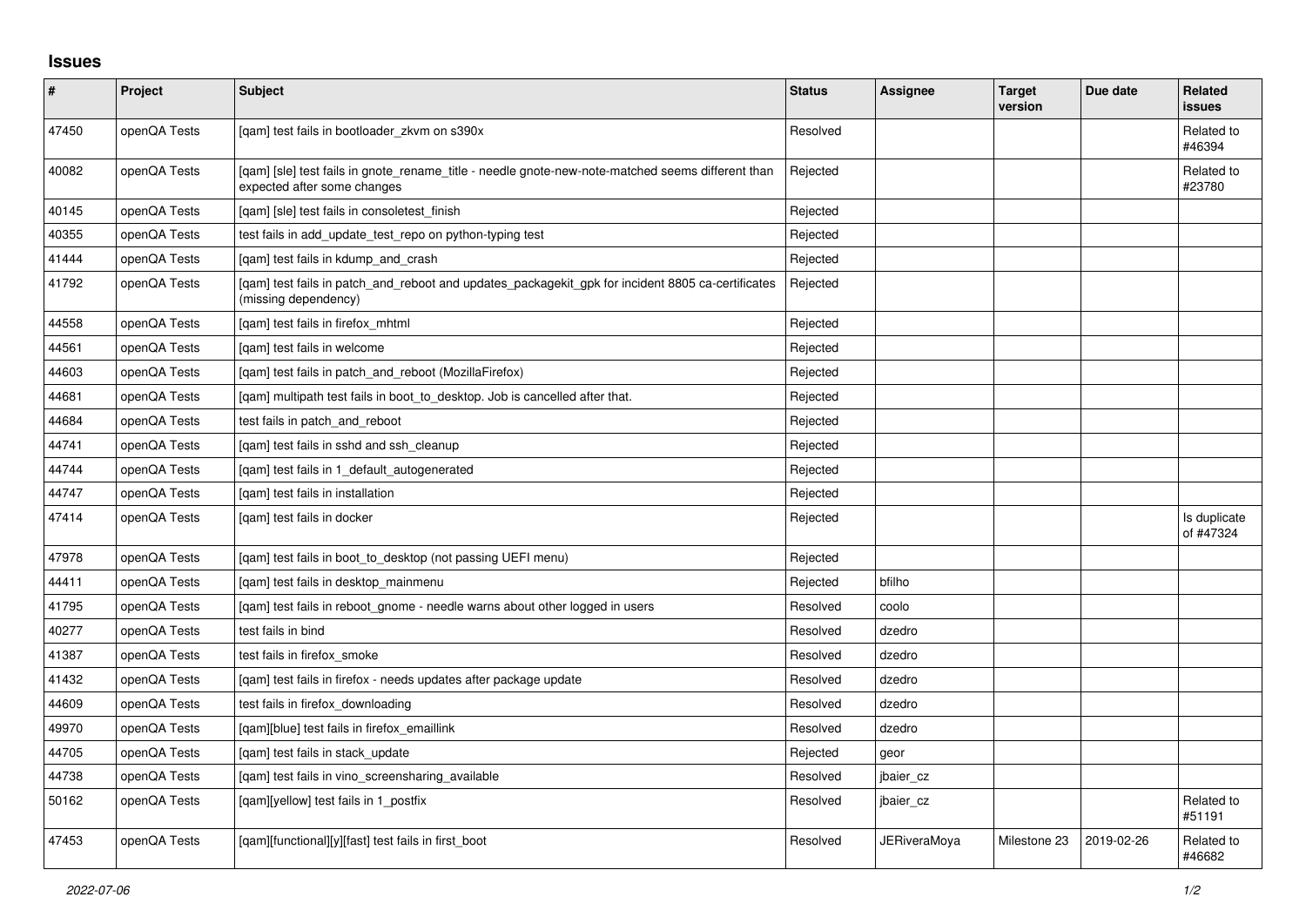## Issues

| # | Project | Subject | Status | Assignee | Target version | Due date | Related issues |
|---|---|---|---|---|---|---|---|
| 47450 | openQA Tests | [qam] test fails in bootloader_zkvm on s390x | Resolved | | | | Related to #46394 |
| 40082 | openQA Tests | [qam] [sle] test fails in gnote_rename_title - needle gnote-new-note-matched seems different than expected after some changes | Rejected | | | | Related to #23780 |
| 40145 | openQA Tests | [qam] [sle] test fails in consoletest_finish | Rejected | | | | |
| 40355 | openQA Tests | test fails in add_update_test_repo on python-typing test | Rejected | | | | |
| 41444 | openQA Tests | [qam] test fails in kdump_and_crash | Rejected | | | | |
| 41792 | openQA Tests | [qam] test fails in patch_and_reboot and updates_packagekit_gpk for incident 8805 ca-certificates (missing dependency) | Rejected | | | | |
| 44558 | openQA Tests | [qam] test fails in firefox_mhtml | Rejected | | | | |
| 44561 | openQA Tests | [qam] test fails in welcome | Rejected | | | | |
| 44603 | openQA Tests | [qam] test fails in patch_and_reboot (MozillaFirefox) | Rejected | | | | |
| 44681 | openQA Tests | [qam] multipath test fails in boot_to_desktop. Job is cancelled after that. | Rejected | | | | |
| 44684 | openQA Tests | test fails in patch_and_reboot | Rejected | | | | |
| 44741 | openQA Tests | [qam] test fails in sshd and ssh_cleanup | Rejected | | | | |
| 44744 | openQA Tests | [qam] test fails in 1_default_autogenerated | Rejected | | | | |
| 44747 | openQA Tests | [qam] test fails in installation | Rejected | | | | |
| 47414 | openQA Tests | [qam] test fails in docker | Rejected | | | | Is duplicate of #47324 |
| 47978 | openQA Tests | [qam] test fails in boot_to_desktop (not passing UEFI menu) | Rejected | | | | |
| 44411 | openQA Tests | [qam] test fails in desktop_mainmenu | Rejected | bfilho | | | |
| 41795 | openQA Tests | [qam] test fails in reboot_gnome - needle warns about other logged in users | Resolved | coolo | | | |
| 40277 | openQA Tests | test fails in bind | Resolved | dzedro | | | |
| 41387 | openQA Tests | test fails in firefox_smoke | Resolved | dzedro | | | |
| 41432 | openQA Tests | [qam] test fails in firefox - needs updates after package update | Resolved | dzedro | | | |
| 44609 | openQA Tests | test fails in firefox_downloading | Resolved | dzedro | | | |
| 49970 | openQA Tests | [qam][blue] test fails in firefox_emaillink | Resolved | dzedro | | | |
| 44705 | openQA Tests | [qam] test fails in stack_update | Rejected | geor | | | |
| 44738 | openQA Tests | [qam] test fails in vino_screensharing_available | Resolved | jbaier_cz | | | |
| 50162 | openQA Tests | [qam][yellow] test fails in 1_postfix | Resolved | jbaier_cz | | | Related to #51191 |
| 47453 | openQA Tests | [qam][functional][y][fast] test fails in first_boot | Resolved | JERiveraMoya | Milestone 23 | 2019-02-26 | Related to #46682 |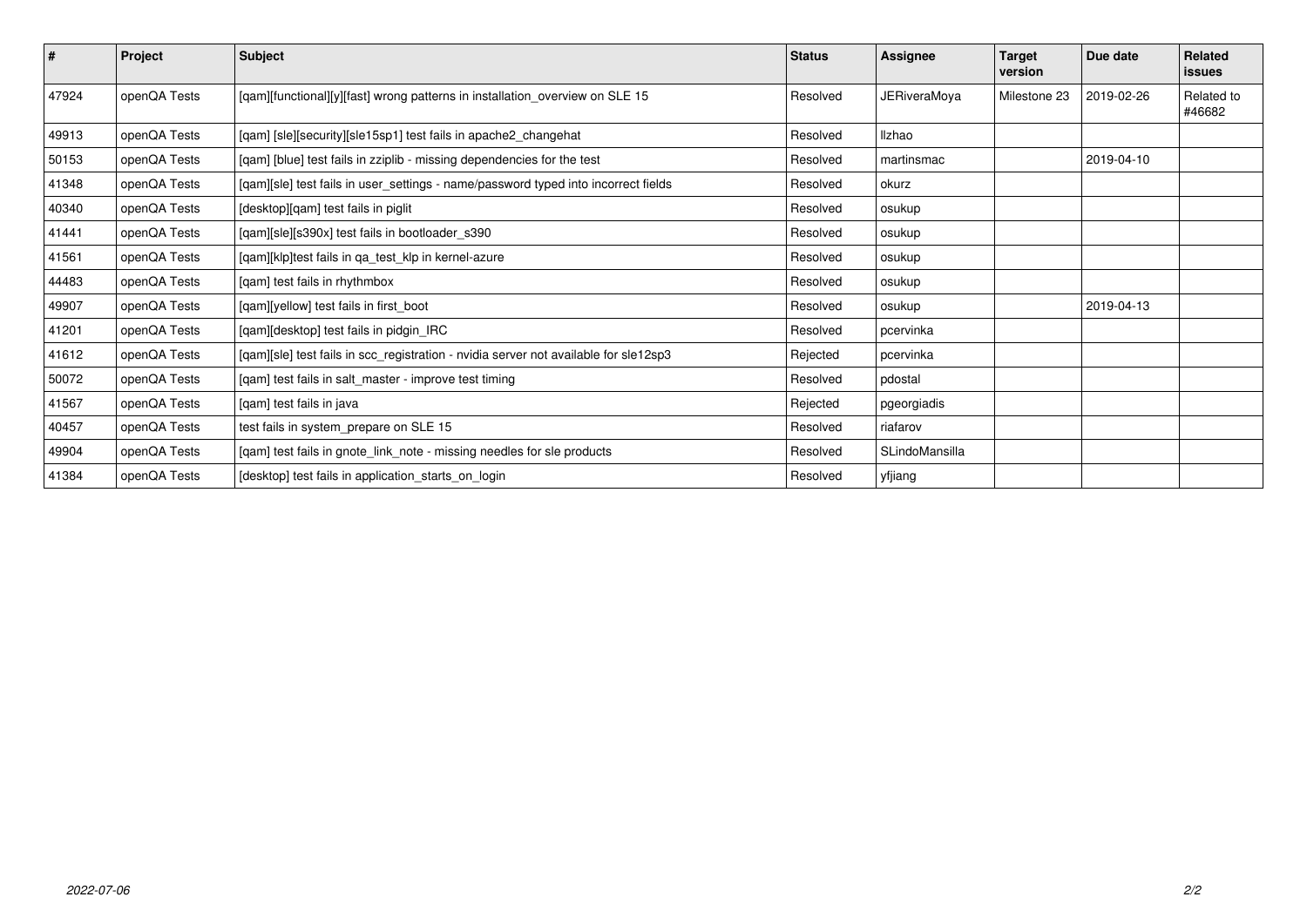| # | Project | Subject | Status | Assignee | Target version | Due date | Related issues |
|---|---|---|---|---|---|---|---|
| 47924 | openQA Tests | [qam][functional][y][fast] wrong patterns in installation_overview on SLE 15 | Resolved | JERiveraMoya | Milestone 23 | 2019-02-26 | Related to #46682 |
| 49913 | openQA Tests | [qam] [sle][security][sle15sp1] test fails in apache2_changehat | Resolved | llzhao | | | |
| 50153 | openQA Tests | [qam] [blue] test fails in zziplib - missing dependencies for the test | Resolved | martinsmac | | 2019-04-10 | |
| 41348 | openQA Tests | [qam][sle] test fails in user_settings - name/password typed into incorrect fields | Resolved | okurz | | | |
| 40340 | openQA Tests | [desktop][qam] test fails in piglit | Resolved | osukup | | | |
| 41441 | openQA Tests | [qam][sle][s390x] test fails in bootloader_s390 | Resolved | osukup | | | |
| 41561 | openQA Tests | [qam][klp]test fails in qa_test_klp in kernel-azure | Resolved | osukup | | | |
| 44483 | openQA Tests | [qam] test fails in rhythmbox | Resolved | osukup | | | |
| 49907 | openQA Tests | [qam][yellow] test fails in first_boot | Resolved | osukup | | 2019-04-13 | |
| 41201 | openQA Tests | [qam][desktop] test fails in pidgin_IRC | Resolved | pcervinka | | | |
| 41612 | openQA Tests | [qam][sle] test fails in scc_registration - nvidia server not available for sle12sp3 | Rejected | pcervinka | | | |
| 50072 | openQA Tests | [qam] test fails in salt_master - improve test timing | Resolved | pdostal | | | |
| 41567 | openQA Tests | [qam] test fails in java | Rejected | pgeorgiadis | | | |
| 40457 | openQA Tests | test fails in system_prepare on SLE 15 | Resolved | riafarov | | | |
| 49904 | openQA Tests | [qam] test fails in gnote_link_note - missing needles for sle products | Resolved | SLindoMansilla | | | |
| 41384 | openQA Tests | [desktop] test fails in application_starts_on_login | Resolved | yfjiang | | | |